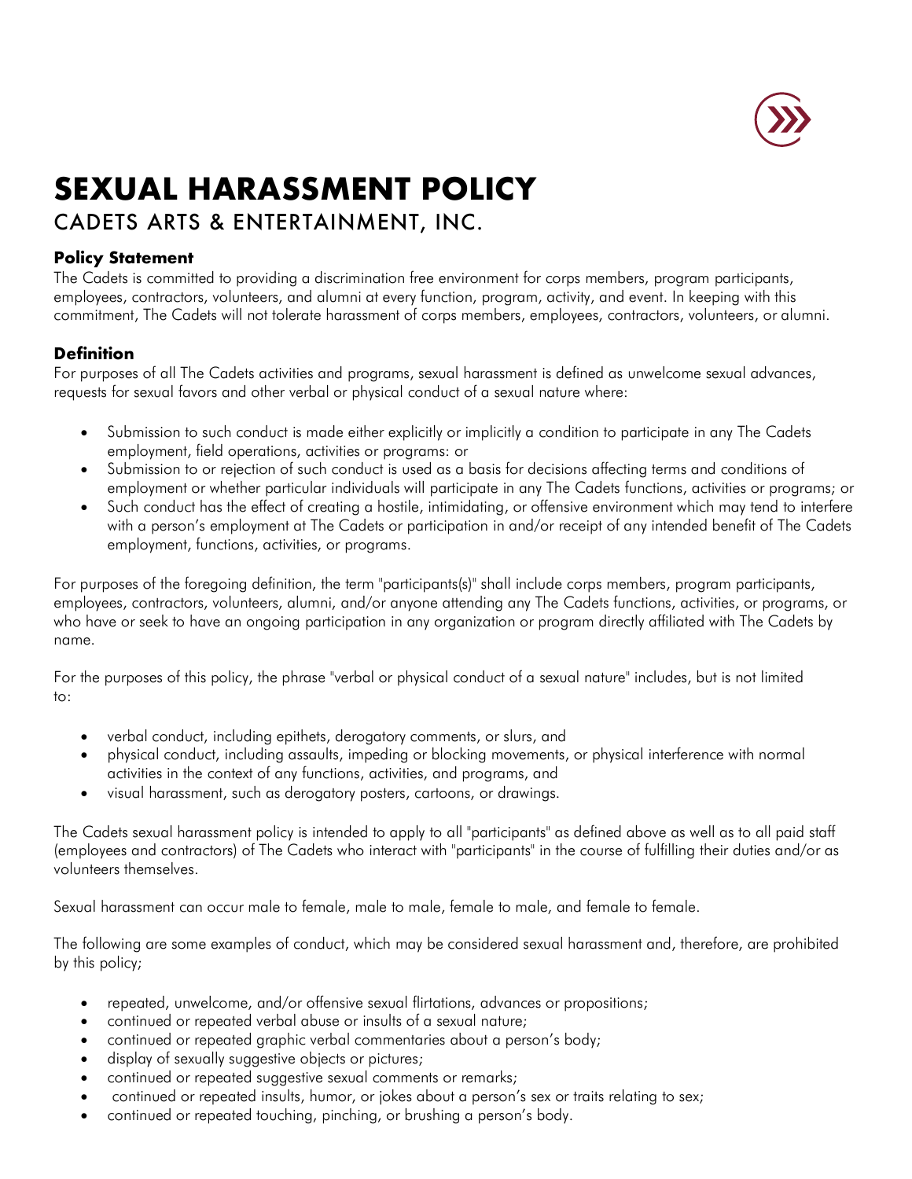# SEXUAL HARASSMENT POLICY

## CADETS ARTS & ENTERTAINMENT, INC.

### Policy Statement

The Cadets is committed to providing a discrimination free environment for corps members, program participants, employees, contractors, volunteers, and alumni at every function, program, activity, and event. In keeping with this commitment, The Cadets will not tolerate harassment of corps members, employees, contractors, volunteers, or alumni.

### Definition

For purposes of all The Cadets activities and programs, sexual harassment is defined as unwelcome sexual advances, requests for sexual favors and other verbal or physical conduct of a sexual nature where:

- Submission to such conduct is made either explicitly or implicitly a condition to participate in any The Cadets employment, field operations, activities or programs: or
- Submission to or rejection of such conduct is used as a basis for decisions affecting terms and conditions of employment or whether particular individuals will participate in any The Cadets functions, activities or programs; or
- Such conduct has the effect of creating a hostile, intimidating, or offensive environment which may tend to interfere with a person's employment at The Cadets or participation in and/or receipt of any intended benefit of The Cadets employment, functions, activities, or programs.

For purposes of the foregoing definition, the term "participants(s)" shall include corps members, program participants, employees, contractors, volunteers, alumni, and/or anyone attending any The Cadets functions, activities, or programs, or who have or seek to have an ongoing participation in any organization or program directly affiliated with The Cadets by name.

For the purposes of this policy, the phrase "verbal or physical conduct of a sexual nature" includes, but is not limited to:

- verbal conduct, including epithets, derogatory comments, or slurs, and
- physical conduct, including assaults, impeding or blocking movements, or physical interference with normal activities in the context of any functions, activities, and programs, and
- visual harassment, such as derogatory posters, cartoons, or drawings.

The Cadets sexual harassment policy is intended to apply to all "participants" as defined above as well as to all paid staff (employees and contractors) of The Cadets who interact with "participants" in the course of fulfilling their duties and/or as volunteers themselves.

Sexual harassment can occur male to female, male to male, female to male, and female to female.

The following are some examples of conduct, which may be considered sexual harassment and, therefore, are prohibited by this policy;

- repeated, unwelcome, and/or offensive sexual flirtations, advances or propositions;
- continued or repeated verbal abuse or insults of a sexual nature;
- continued or repeated graphic verbal commentaries about a person's body;
- display of sexually suggestive objects or pictures;
- continued or repeated suggestive sexual comments or remarks;
- continued or repeated insults, humor, or jokes about a person's sex or traits relating to sex;
- continued or repeated touching, pinching, or brushing a person's body.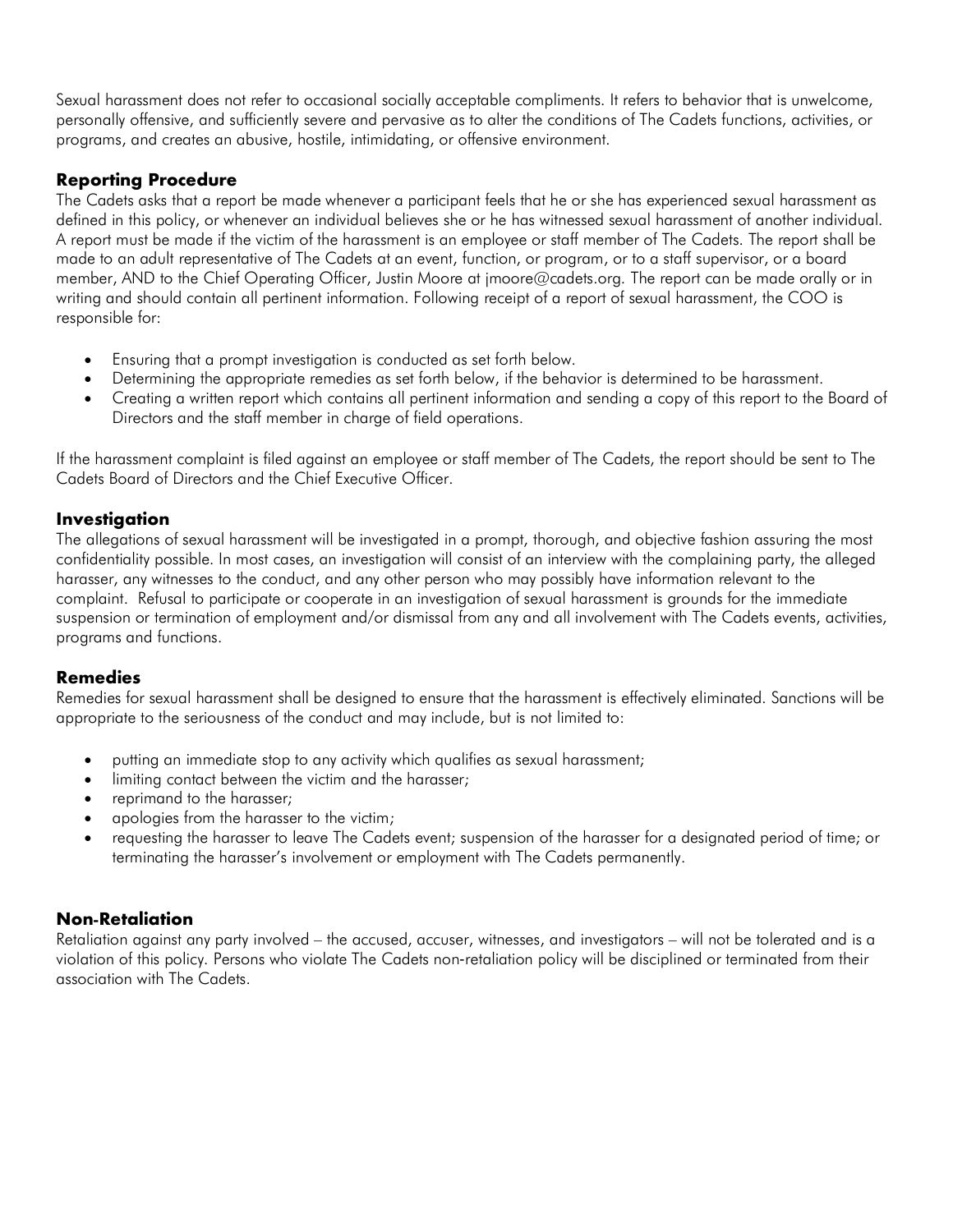Sexual harassment does not refer to occasional socially acceptable compliments. It refers to behavior that is unwelcome, personally offensive, and sufficiently severe and pervasive as to alter the conditions of The Cadets functions, activities, or programs, and creates an abusive, hostile, intimidating, or offensive environment.

## Reporting Procedure

The Cadets asks that a report be made whenever a participant feels that he or she has experienced sexual harassment as defined in this policy, or whenever an individual believes she or he has witnessed sexual harassment of another individual. A report must be made if the victim of the harassment is an employee or staff member of The Cadets. The report shall be made to an adult representative of The Cadets at an event, function, or program, or to a staff supervisor, or a board member, AND to the Chief Operating Officer, Justin Moore at jmoore@cadets.org. The report can be made orally or in writing and should contain all pertinent information. Following receipt of a report of sexual harassment, the COO is responsible for:

- Ensuring that a prompt investigation is conducted as set forth below.
- Determining the appropriate remedies as set forth below, if the behavior is determined to be harassment.
- Creating a written report which contains all pertinent information and sending a copy of this report to the Board of Directors and the staff member in charge of field operations.

If the harassment complaint is filed against an employee or staff member of The Cadets, the report should be sent to The Cadets Board of Directors and the Chief Executive Officer.

## Investigation

The allegations of sexual harassment will be investigated in a prompt, thorough, and objective fashion assuring the most confidentiality possible. In most cases, an investigation will consist of an interview with the complaining party, the alleged harasser, any witnesses to the conduct, and any other person who may possibly have information relevant to the complaint. Refusal to participate or cooperate in an investigation of sexual harassment is grounds for the immediate suspension or termination of employment and/or dismissal from any and all involvement with The Cadets events, activities, programs and functions.

## Remedies

Remedies for sexual harassment shall be designed to ensure that the harassment is effectively eliminated. Sanctions will be appropriate to the seriousness of the conduct and may include, but is not limited to:

- putting an immediate stop to any activity which qualifies as sexual harassment;
- limiting contact between the victim and the harasser;
- reprimand to the harasser;
- apologies from the harasser to the victim;
- requesting the harasser to leave The Cadets event; suspension of the harasser for a designated period of time; or terminating the harasser's involvement or employment with The Cadets permanently.

## Non-Retaliation

Retaliation against any party involved – the accused, accuser, witnesses, and investigators – will not be tolerated and is a violation of this policy. Persons who violate The Cadets non-retaliation policy will be disciplined or terminated from their association with The Cadets.